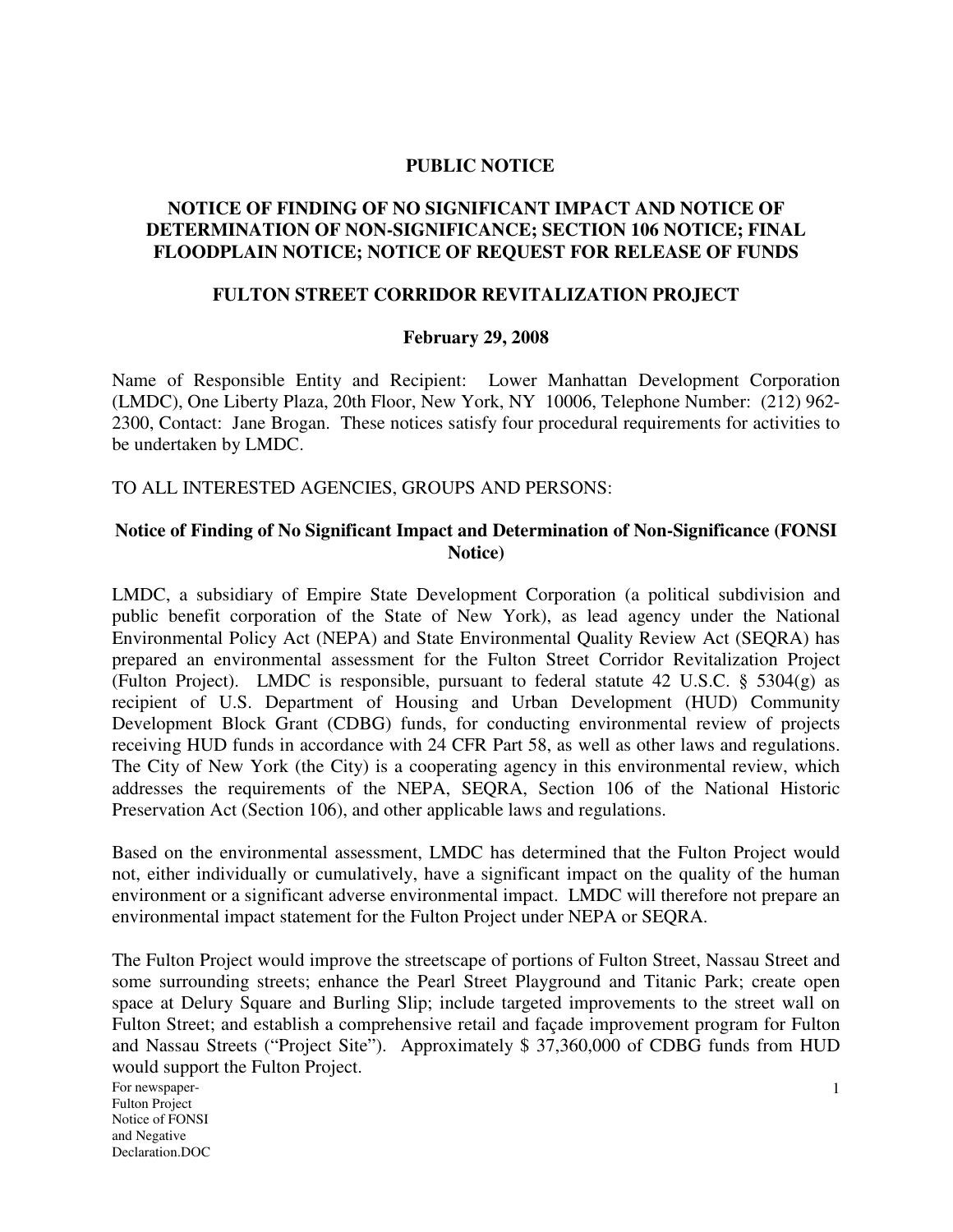**PUBLIC NOTICE**

**NOTICE OF FINDING OF NO SIGNIFICANT IMPACT AND NOTICE OF DETERMINATION OF NON-SIGNIFICANCE; SECTION 106 NOTICE; FINAL FLOODPLAIN NOTICE; NOTICE OF REQUEST FOR RELEASE OF FUNDS**

**FULTON STREET CORRIDOR REVITALIZATION PROJECT**

**February 29, 2008**

Name of Responsible Entity and Recipient: Lower Manhattan Development Corporation (LMDC), One Liberty Plaza, 20th Floor, New York, NY 10006, Telephone Number: (212) 962-2300, Contact: Jane Brogan. These notices satisfy four procedural requirements for activities to be undertaken by LMDC.

TO ALL INTERESTED AGENCIES, GROUPS AND PERSONS:

**Notice of Finding of No Significant Impact and Determination of Non-Significance (FONSI Notice)**

LMDC, a subsidiary of Empire State Development Corporation (a political subdivision and public benefit corporation of the State of New York), as lead agency under the National Environmental Policy Act (NEPA) and State Environmental Quality Review Act (SEQRA) has prepared an environmental assessment for the Fulton Street Corridor Revitalization Project (Fulton Project). LMDC is responsible, pursuant to federal statute 42 U.S.C. § 5304(g) as recipient of U.S. Department of Housing and Urban Development (HUD) Community Development Block Grant (CDBG) funds, for conducting environmental review of projects receiving HUD funds in accordance with 24 CFR Part 58, as well as other laws and regulations. The City of New York (the City) is a cooperating agency in this environmental review, which addresses the requirements of the NEPA, SEQRA, Section 106 of the National Historic Preservation Act (Section 106), and other applicable laws and regulations.

Based on the environmental assessment, LMDC has determined that the Fulton Project would not, either individually or cumulatively, have a significant impact on the quality of the human environment or a significant adverse environmental impact. LMDC will therefore not prepare an environmental impact statement for the Fulton Project under NEPA or SEQRA.

The Fulton Project would improve the streetscape of portions of Fulton Street, Nassau Street and some surrounding streets; enhance the Pearl Street Playground and Titanic Park; create open space at Delury Square and Burling Slip; include targeted improvements to the street wall on Fulton Street; and establish a comprehensive retail and façade improvement program for Fulton and Nassau Streets ("Project Site"). Approximately $ 37,360,000 of CDBG funds from HUD would support the Fulton Project.

For newspaper-
Fulton Project
Notice of FONSI
and Negative
Declaration.DOC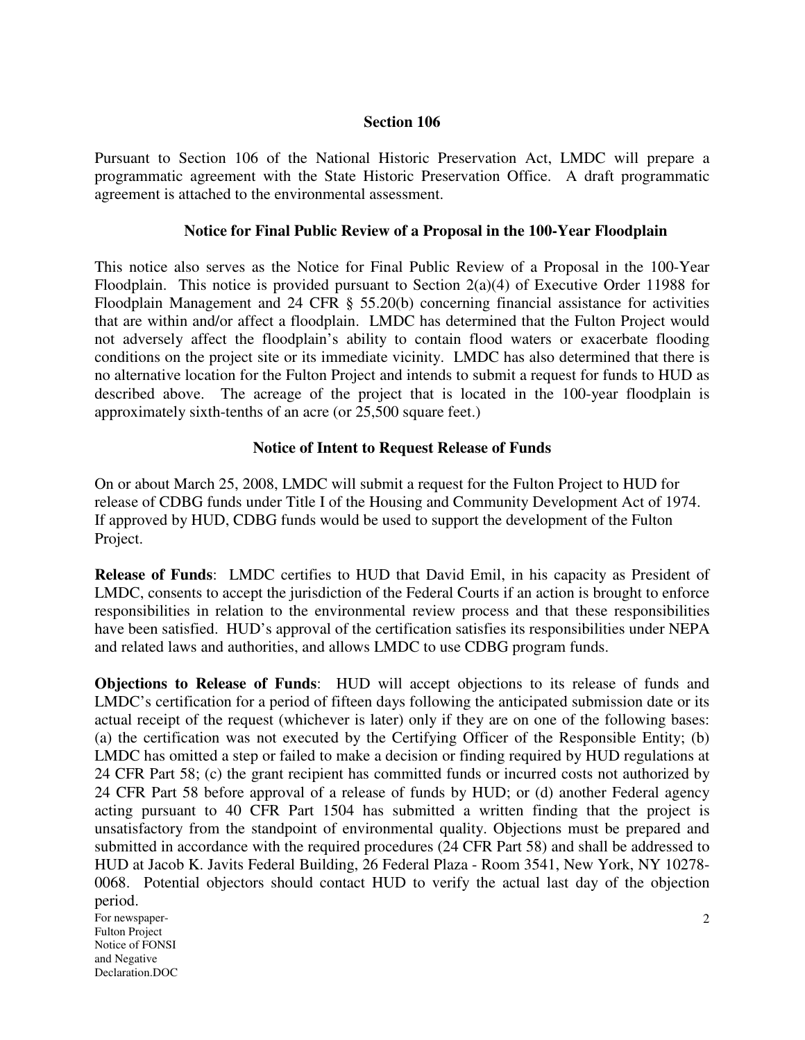## Section 106

Pursuant to Section 106 of the National Historic Preservation Act, LMDC will prepare a programmatic agreement with the State Historic Preservation Office. A draft programmatic agreement is attached to the environmental assessment.

## Notice for Final Public Review of a Proposal in the 100-Year Floodplain

This notice also serves as the Notice for Final Public Review of a Proposal in the 100-Year Floodplain. This notice is provided pursuant to Section 2(a)(4) of Executive Order 11988 for Floodplain Management and 24 CFR § 55.20(b) concerning financial assistance for activities that are within and/or affect a floodplain. LMDC has determined that the Fulton Project would not adversely affect the floodplain's ability to contain flood waters or exacerbate flooding conditions on the project site or its immediate vicinity. LMDC has also determined that there is no alternative location for the Fulton Project and intends to submit a request for funds to HUD as described above. The acreage of the project that is located in the 100-year floodplain is approximately sixth-tenths of an acre (or 25,500 square feet.)

## Notice of Intent to Request Release of Funds

On or about March 25, 2008, LMDC will submit a request for the Fulton Project to HUD for release of CDBG funds under Title I of the Housing and Community Development Act of 1974. If approved by HUD, CDBG funds would be used to support the development of the Fulton Project.

**Release of Funds**: LMDC certifies to HUD that David Emil, in his capacity as President of LMDC, consents to accept the jurisdiction of the Federal Courts if an action is brought to enforce responsibilities in relation to the environmental review process and that these responsibilities have been satisfied. HUD's approval of the certification satisfies its responsibilities under NEPA and related laws and authorities, and allows LMDC to use CDBG program funds.

**Objections to Release of Funds**: HUD will accept objections to its release of funds and LMDC's certification for a period of fifteen days following the anticipated submission date or its actual receipt of the request (whichever is later) only if they are on one of the following bases: (a) the certification was not executed by the Certifying Officer of the Responsible Entity; (b) LMDC has omitted a step or failed to make a decision or finding required by HUD regulations at 24 CFR Part 58; (c) the grant recipient has committed funds or incurred costs not authorized by 24 CFR Part 58 before approval of a release of funds by HUD; or (d) another Federal agency acting pursuant to 40 CFR Part 1504 has submitted a written finding that the project is unsatisfactory from the standpoint of environmental quality. Objections must be prepared and submitted in accordance with the required procedures (24 CFR Part 58) and shall be addressed to HUD at Jacob K. Javits Federal Building, 26 Federal Plaza - Room 3541, New York, NY 10278-0068. Potential objectors should contact HUD to verify the actual last day of the objection period.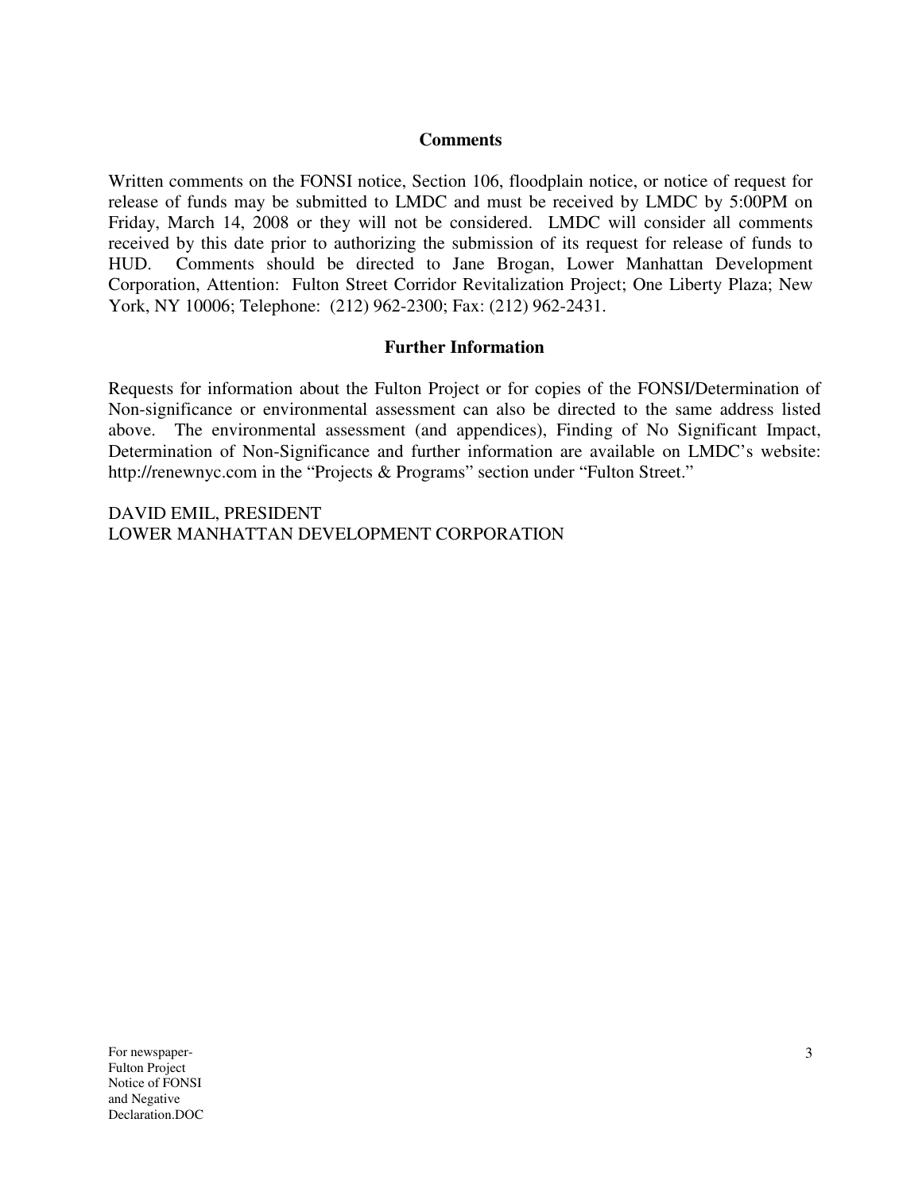## Comments

Written comments on the FONSI notice, Section 106, floodplain notice, or notice of request for release of funds may be submitted to LMDC and must be received by LMDC by 5:00PM on Friday, March 14, 2008 or they will not be considered. LMDC will consider all comments received by this date prior to authorizing the submission of its request for release of funds to HUD. Comments should be directed to Jane Brogan, Lower Manhattan Development Corporation, Attention: Fulton Street Corridor Revitalization Project; One Liberty Plaza; New York, NY 10006; Telephone: (212) 962-2300; Fax: (212) 962-2431.

## Further Information

Requests for information about the Fulton Project or for copies of the FONSI/Determination of Non-significance or environmental assessment can also be directed to the same address listed above. The environmental assessment (and appendices), Finding of No Significant Impact, Determination of Non-Significance and further information are available on LMDC's website: http://renewnyc.com in the "Projects & Programs" section under "Fulton Street."

DAVID EMIL, PRESIDENT
LOWER MANHATTAN DEVELOPMENT CORPORATION